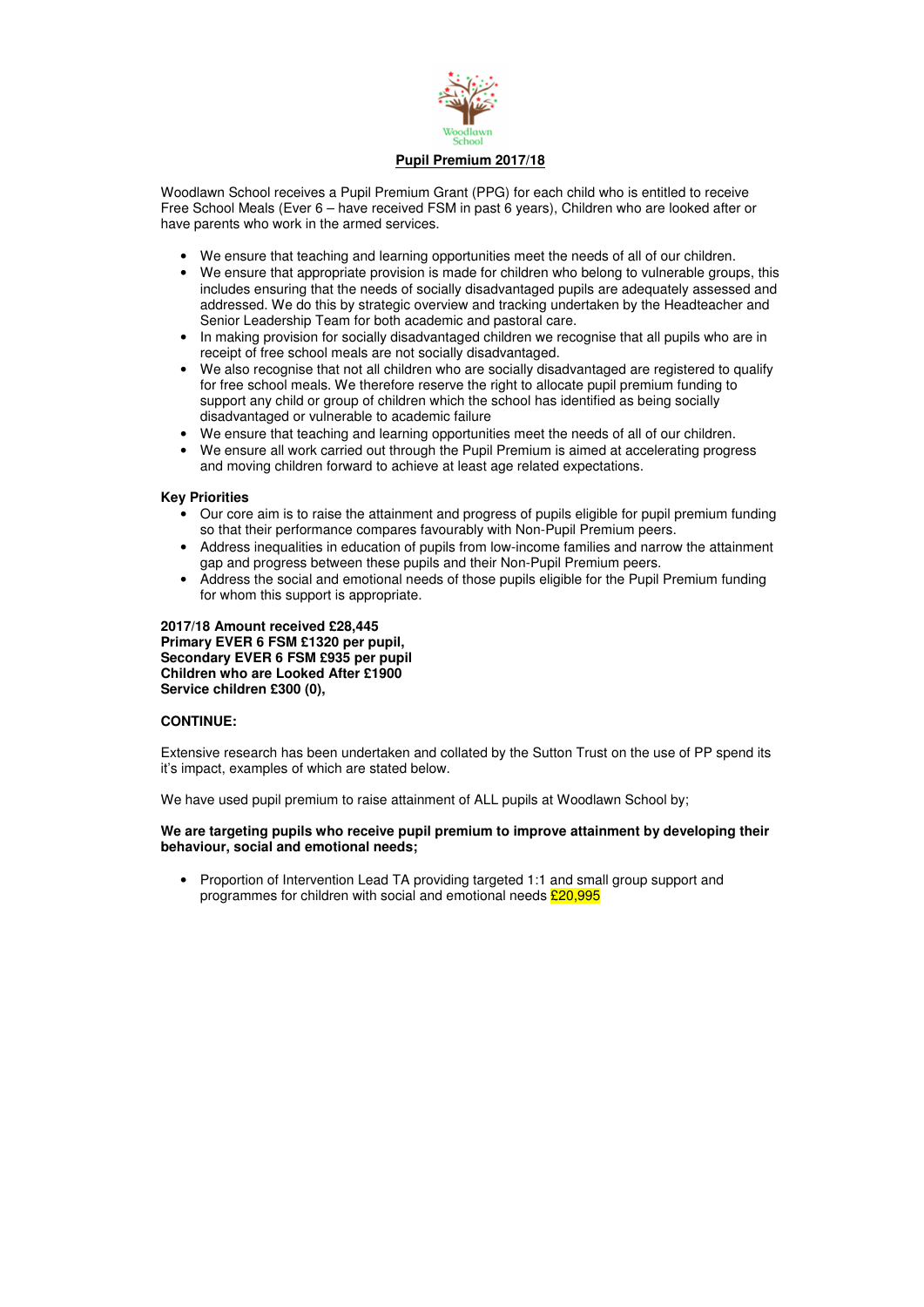Woodlawn School

## Pupil Premium 2017/18

Woodlawn School receives a Pupil Premium Grant (PPG) for each child who is entitled to receive Free School Meals (Ever 6 – have received FSM in past 6 years), Children who are looked after or have parents who work in the armed services.

- We ensure that teaching and learning opportunities meet the needs of all of our children.
- We ensure that appropriate provision is made for children who belong to vulnerable groups, this includes ensuring that the needs of socially disadvantaged pupils are adequately assessed and addressed. We do this by strategic overview and tracking undertaken by the Headteacher and Senior Leadership Team for both academic and pastoral care.
- In making provision for socially disadvantaged children we recognise that all pupils who are in receipt of free school meals are not socially disadvantaged.
- We also recognise that not all children who are socially disadvantaged are registered to qualify for free school meals. We therefore reserve the right to allocate pupil premium funding to support any child or group of children which the school has identified as being socially disadvantaged or vulnerable to academic failure
- We ensure that teaching and learning opportunities meet the needs of all of our children.
- We ensure all work carried out through the Pupil Premium is aimed at accelerating progress and moving children forward to achieve at least age related expectations.

**Key Priorities**

- Our core aim is to raise the attainment and progress of pupils eligible for pupil premium funding so that their performance compares favourably with Non-Pupil Premium peers.
- Address inequalities in education of pupils from low-income families and narrow the attainment gap and progress between these pupils and their Non-Pupil Premium peers.
- Address the social and emotional needs of those pupils eligible for the Pupil Premium funding for whom this support is appropriate.

**2017/18 Amount received £28,445**
**Primary EVER 6 FSM £1320 per pupil,**
**Secondary EVER 6 FSM £935 per pupil**
**Children who are Looked After £1900**
**Service children £300 (0),**

**CONTINUE:**

Extensive research has been undertaken and collated by the Sutton Trust on the use of PP spend its it's impact, examples of which are stated below.

We have used pupil premium to raise attainment of ALL pupils at Woodlawn School by;

**We are targeting pupils who receive pupil premium to improve attainment by developing their behaviour, social and emotional needs;**

- Proportion of Intervention Lead TA providing targeted 1:1 and small group support and programmes for children with social and emotional needs £20,995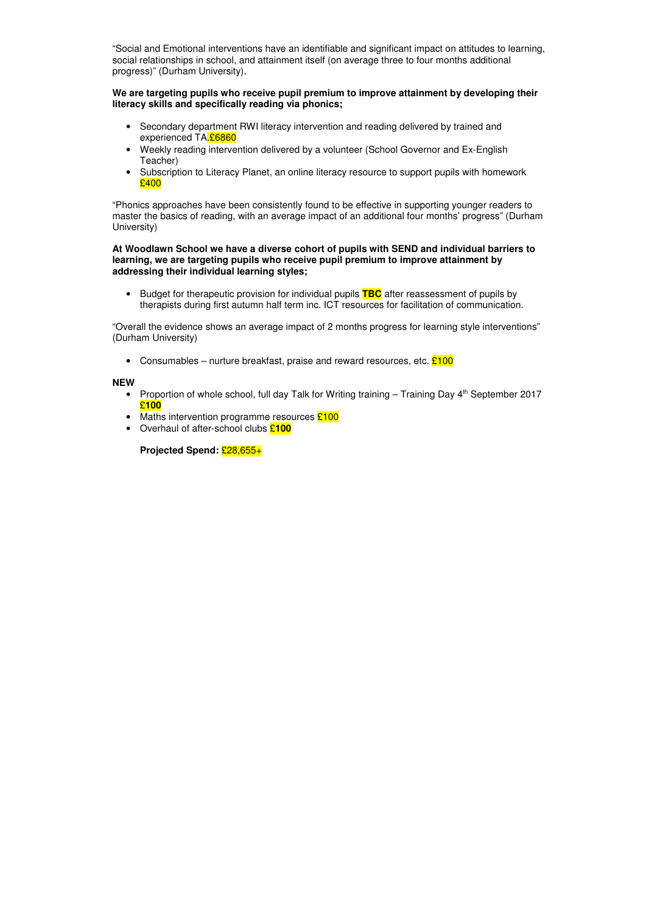"Social and Emotional interventions have an identifiable and significant impact on attitudes to learning, social relationships in school, and attainment itself (on average three to four months additional progress)" (Durham University).

**We are targeting pupils who receive pupil premium to improve attainment by developing their literacy skills and specifically reading via phonics;**

- Secondary department RWI literacy intervention and reading delivered by trained and experienced TA.£6860
- Weekly reading intervention delivered by a volunteer (School Governor and Ex-English Teacher)
- Subscription to Literacy Planet, an online literacy resource to support pupils with homework £400

"Phonics approaches have been consistently found to be effective in supporting younger readers to master the basics of reading, with an average impact of an additional four months' progress" (Durham University)

**At Woodlawn School we have a diverse cohort of pupils with SEND and individual barriers to learning, we are targeting pupils who receive pupil premium to improve attainment by addressing their individual learning styles;**

- Budget for therapeutic provision for individual pupils **TBC** after reassessment of pupils by therapists during first autumn half term inc. ICT resources for facilitation of communication.

"Overall the evidence shows an average impact of 2 months progress for learning style interventions" (Durham University)

- Consumables – nurture breakfast, praise and reward resources, etc. £100

**NEW**

- Proportion of whole school, full day Talk for Writing training – Training Day 4th September 2017 £**100**
- Maths intervention programme resources £100
- Overhaul of after-school clubs **£100**

**Projected Spend:** £28,655+